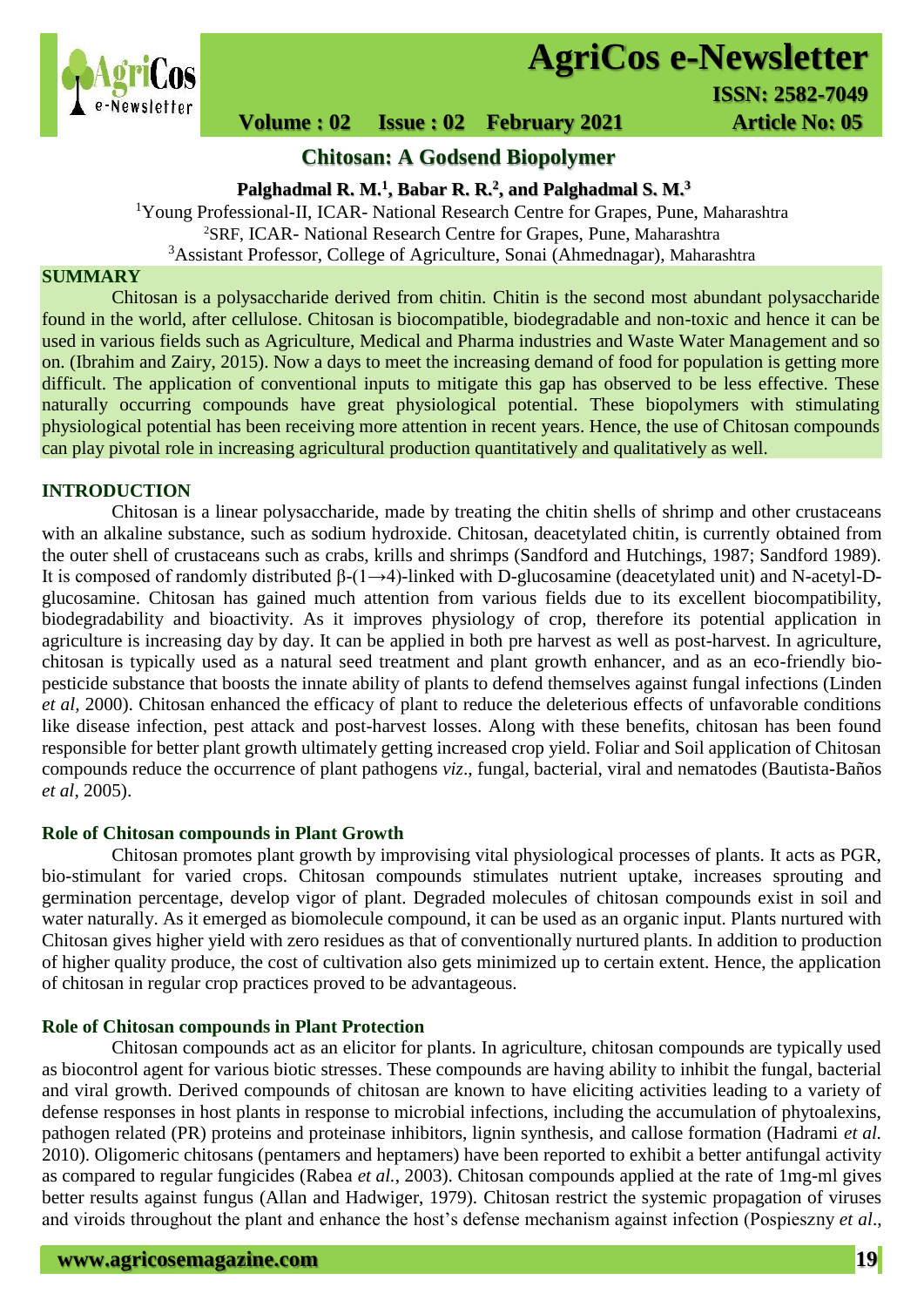# Chitosan: A Godsend Biopolymer

**Palghadmal R. M.[1], Babar R. R.[2], and Palghadmal S. M.[3]**

[1]Young Professional-II, ICAR- National Research Centre for Grapes, Pune, Maharashtra
[2]SRF, ICAR- National Research Centre for Grapes, Pune, Maharashtra
[3]Assistant Professor, College of Agriculture, Sonai (Ahmednagar), Maharashtra

## SUMMARY

Chitosan is a polysaccharide derived from chitin. Chitin is the second most abundant polysaccharide found in the world, after cellulose. Chitosan is biocompatible, biodegradable and non-toxic and hence it can be used in various fields such as Agriculture, Medical and Pharma industries and Waste Water Management and so on. (Ibrahim and Zairy, 2015). Now a days to meet the increasing demand of food for population is getting more difficult. The application of conventional inputs to mitigate this gap has observed to be less effective. These naturally occurring compounds have great physiological potential. These biopolymers with stimulating physiological potential has been receiving more attention in recent years. Hence, the use of Chitosan compounds can play pivotal role in increasing agricultural production quantitatively and qualitatively as well.

## INTRODUCTION

Chitosan is a linear polysaccharide, made by treating the chitin shells of shrimp and other crustaceans with an alkaline substance, such as sodium hydroxide. Chitosan, deacetylated chitin, is currently obtained from the outer shell of crustaceans such as crabs, krills and shrimps (Sandford and Hutchings, 1987; Sandford 1989). It is composed of randomly distributed β-(1→4)-linked with D-glucosamine (deacetylated unit) and N-acetyl-D-glucosamine. Chitosan has gained much attention from various fields due to its excellent biocompatibility, biodegradability and bioactivity. As it improves physiology of crop, therefore its potential application in agriculture is increasing day by day. It can be applied in both pre harvest as well as post-harvest. In agriculture, chitosan is typically used as a natural seed treatment and plant growth enhancer, and as an eco-friendly bio-pesticide substance that boosts the innate ability of plants to defend themselves against fungal infections (Linden *et al,* 2000). Chitosan enhanced the efficacy of plant to reduce the deleterious effects of unfavorable conditions like disease infection, pest attack and post-harvest losses. Along with these benefits, chitosan has been found responsible for better plant growth ultimately getting increased crop yield. Foliar and Soil application of Chitosan compounds reduce the occurrence of plant pathogens *viz*., fungal, bacterial, viral and nematodes (Bautista-Baños *et al*, 2005).

### Role of Chitosan compounds in Plant Growth

Chitosan promotes plant growth by improvising vital physiological processes of plants. It acts as PGR, bio-stimulant for varied crops. Chitosan compounds stimulates nutrient uptake, increases sprouting and germination percentage, develop vigor of plant. Degraded molecules of chitosan compounds exist in soil and water naturally. As it emerged as biomolecule compound, it can be used as an organic input. Plants nurtured with Chitosan gives higher yield with zero residues as that of conventionally nurtured plants. In addition to production of higher quality produce, the cost of cultivation also gets minimized up to certain extent. Hence, the application of chitosan in regular crop practices proved to be advantageous.

### Role of Chitosan compounds in Plant Protection

Chitosan compounds act as an elicitor for plants. In agriculture, chitosan compounds are typically used as biocontrol agent for various biotic stresses. These compounds are having ability to inhibit the fungal, bacterial and viral growth. Derived compounds of chitosan are known to have eliciting activities leading to a variety of defense responses in host plants in response to microbial infections, including the accumulation of phytoalexins, pathogen related (PR) proteins and proteinase inhibitors, lignin synthesis, and callose formation (Hadrami *et al.* 2010). Oligomeric chitosans (pentamers and heptamers) have been reported to exhibit a better antifungal activity as compared to regular fungicides (Rabea *et al.*, 2003). Chitosan compounds applied at the rate of 1mg-ml gives better results against fungus (Allan and Hadwiger, 1979). Chitosan restrict the systemic propagation of viruses and viroids throughout the plant and enhance the host's defense mechanism against infection (Pospieszny *et al*.,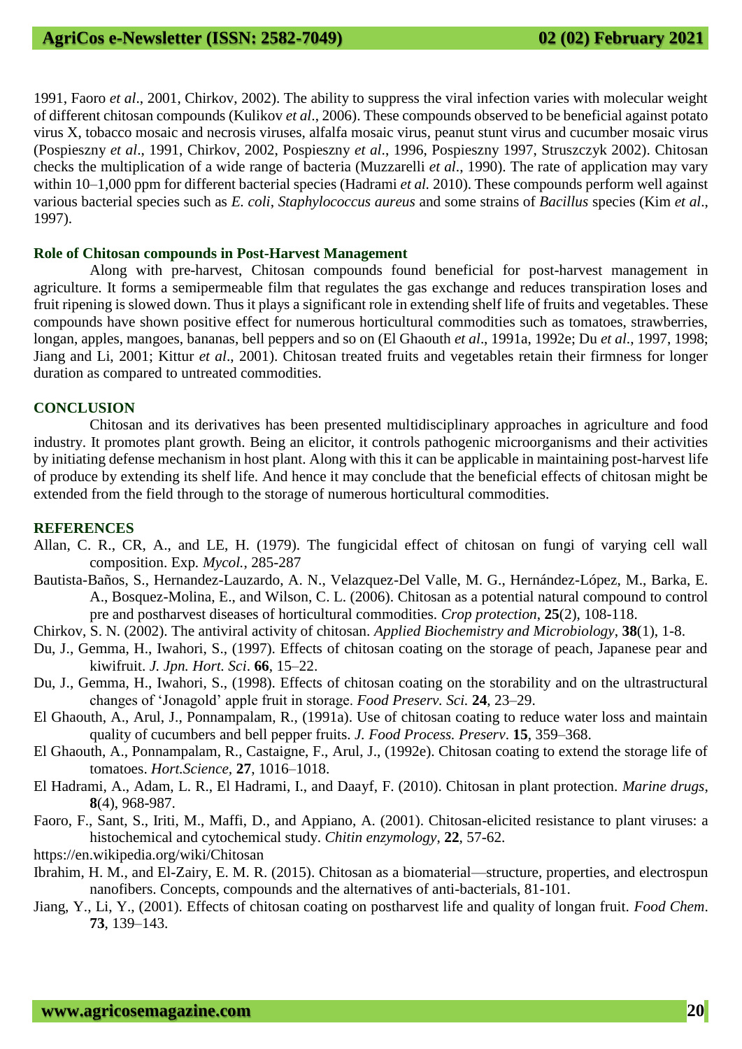1991, Faoro *et al*., 2001, Chirkov, 2002). The ability to suppress the viral infection varies with molecular weight of different chitosan compounds (Kulikov *et al*., 2006). These compounds observed to be beneficial against potato virus X, tobacco mosaic and necrosis viruses, alfalfa mosaic virus, peanut stunt virus and cucumber mosaic virus (Pospieszny *et al*., 1991, Chirkov, 2002, Pospieszny *et al*., 1996, Pospieszny 1997, Struszczyk 2002). Chitosan checks the multiplication of a wide range of bacteria (Muzzarelli *et al*., 1990). The rate of application may vary within 10–1,000 ppm for different bacterial species (Hadrami *et al.* 2010). These compounds perform well against various bacterial species such as *E. coli*, *Staphylococcus aureus* and some strains of *Bacillus* species (Kim *et al*., 1997).

## Role of Chitosan compounds in Post-Harvest Management

Along with pre-harvest, Chitosan compounds found beneficial for post-harvest management in agriculture. It forms a semipermeable film that regulates the gas exchange and reduces transpiration loses and fruit ripening is slowed down. Thus it plays a significant role in extending shelf life of fruits and vegetables. These compounds have shown positive effect for numerous horticultural commodities such as tomatoes, strawberries, longan, apples, mangoes, bananas, bell peppers and so on (El Ghaouth *et al*., 1991a, 1992e; Du *et al*., 1997, 1998; Jiang and Li, 2001; Kittur *et al*., 2001). Chitosan treated fruits and vegetables retain their firmness for longer duration as compared to untreated commodities.

## CONCLUSION

Chitosan and its derivatives has been presented multidisciplinary approaches in agriculture and food industry. It promotes plant growth. Being an elicitor, it controls pathogenic microorganisms and their activities by initiating defense mechanism in host plant. Along with this it can be applicable in maintaining post-harvest life of produce by extending its shelf life. And hence it may conclude that the beneficial effects of chitosan might be extended from the field through to the storage of numerous horticultural commodities.

## REFERENCES

Allan, C. R., CR, A., and LE, H. (1979). The fungicidal effect of chitosan on fungi of varying cell wall composition. Exp. *Mycol.*, 285-287

Bautista-Baños, S., Hernandez-Lauzardo, A. N., Velazquez-Del Valle, M. G., Hernández-López, M., Barka, E. A., Bosquez-Molina, E., and Wilson, C. L. (2006). Chitosan as a potential natural compound to control pre and postharvest diseases of horticultural commodities. *Crop protection*, **25**(2), 108-118.

Chirkov, S. N. (2002). The antiviral activity of chitosan. *Applied Biochemistry and Microbiology*, **38**(1), 1-8.

Du, J., Gemma, H., Iwahori, S., (1997). Effects of chitosan coating on the storage of peach, Japanese pear and kiwifruit. *J. Jpn. Hort. Sci*. **66**, 15–22.

Du, J., Gemma, H., Iwahori, S., (1998). Effects of chitosan coating on the storability and on the ultrastructural changes of 'Jonagold' apple fruit in storage. *Food Preserv. Sci.* **24**, 23–29.

El Ghaouth, A., Arul, J., Ponnampalam, R., (1991a). Use of chitosan coating to reduce water loss and maintain quality of cucumbers and bell pepper fruits. *J. Food Process. Preserv*. **15**, 359–368.

El Ghaouth, A., Ponnampalam, R., Castaigne, F., Arul, J., (1992e). Chitosan coating to extend the storage life of tomatoes. *Hort.Science*, **27**, 1016–1018.

El Hadrami, A., Adam, L. R., El Hadrami, I., and Daayf, F. (2010). Chitosan in plant protection. *Marine drugs*, **8**(4), 968-987.

Faoro, F., Sant, S., Iriti, M., Maffi, D., and Appiano, A. (2001). Chitosan-elicited resistance to plant viruses: a histochemical and cytochemical study. *Chitin enzymology*, **22**, 57-62.

https://en.wikipedia.org/wiki/Chitosan

Ibrahim, H. M., and El-Zairy, E. M. R. (2015). Chitosan as a biomaterial—structure, properties, and electrospun nanofibers. Concepts, compounds and the alternatives of anti-bacterials, 81-101.

Jiang, Y., Li, Y., (2001). Effects of chitosan coating on postharvest life and quality of longan fruit. *Food Chem*. **73**, 139–143.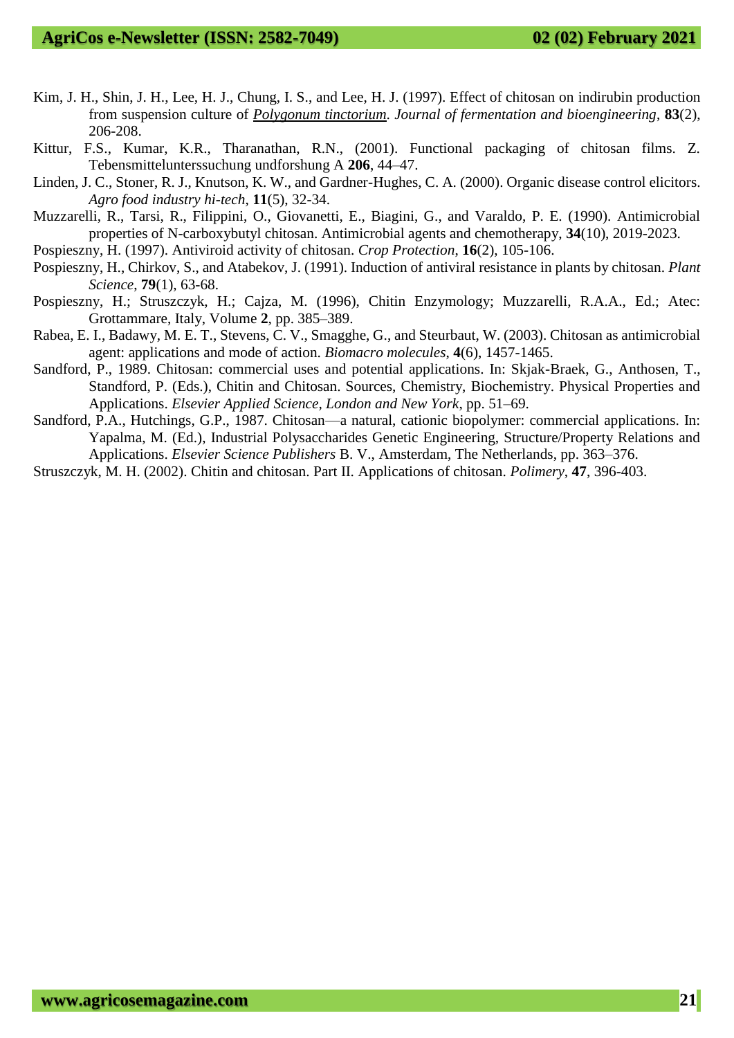Kim, J. H., Shin, J. H., Lee, H. J., Chung, I. S., and Lee, H. J. (1997). Effect of chitosan on indirubin production from suspension culture of *Polygonum tinctorium*. *Journal of fermentation and bioengineering*, **83**(2), 206-208.

Kittur, F.S., Kumar, K.R., Tharanathan, R.N., (2001). Functional packaging of chitosan films. Z. Tebensmittelunterssuchung undforshung A **206**, 44–47.

Linden, J. C., Stoner, R. J., Knutson, K. W., and Gardner-Hughes, C. A. (2000). Organic disease control elicitors. *Agro food industry hi-tech*, **11**(5), 32-34.

Muzzarelli, R., Tarsi, R., Filippini, O., Giovanetti, E., Biagini, G., and Varaldo, P. E. (1990). Antimicrobial properties of N-carboxybutyl chitosan. Antimicrobial agents and chemotherapy, **34**(10), 2019-2023.

Pospieszny, H. (1997). Antiviroid activity of chitosan. *Crop Protection*, **16**(2), 105-106.

Pospieszny, H., Chirkov, S., and Atabekov, J. (1991). Induction of antiviral resistance in plants by chitosan. *Plant Science*, **79**(1), 63-68.

Pospieszny, H.; Struszczyk, H.; Cajza, M. (1996), Chitin Enzymology; Muzzarelli, R.A.A., Ed.; Atec: Grottammare, Italy, Volume **2**, pp. 385–389.

Rabea, E. I., Badawy, M. E. T., Stevens, C. V., Smagghe, G., and Steurbaut, W. (2003). Chitosan as antimicrobial agent: applications and mode of action. *Biomacro molecules*, **4**(6), 1457-1465.

Sandford, P., 1989. Chitosan: commercial uses and potential applications. In: Skjak-Braek, G., Anthosen, T., Standford, P. (Eds.), Chitin and Chitosan. Sources, Chemistry, Biochemistry. Physical Properties and Applications. *Elsevier Applied Science, London and New York*, pp. 51–69.

Sandford, P.A., Hutchings, G.P., 1987. Chitosan—a natural, cationic biopolymer: commercial applications. In: Yapalma, M. (Ed.), Industrial Polysaccharides Genetic Engineering, Structure/Property Relations and Applications. *Elsevier Science Publishers* B. V., Amsterdam, The Netherlands, pp. 363–376.

Struszczyk, M. H. (2002). Chitin and chitosan. Part II. Applications of chitosan. *Polimery*, **47**, 396-403.